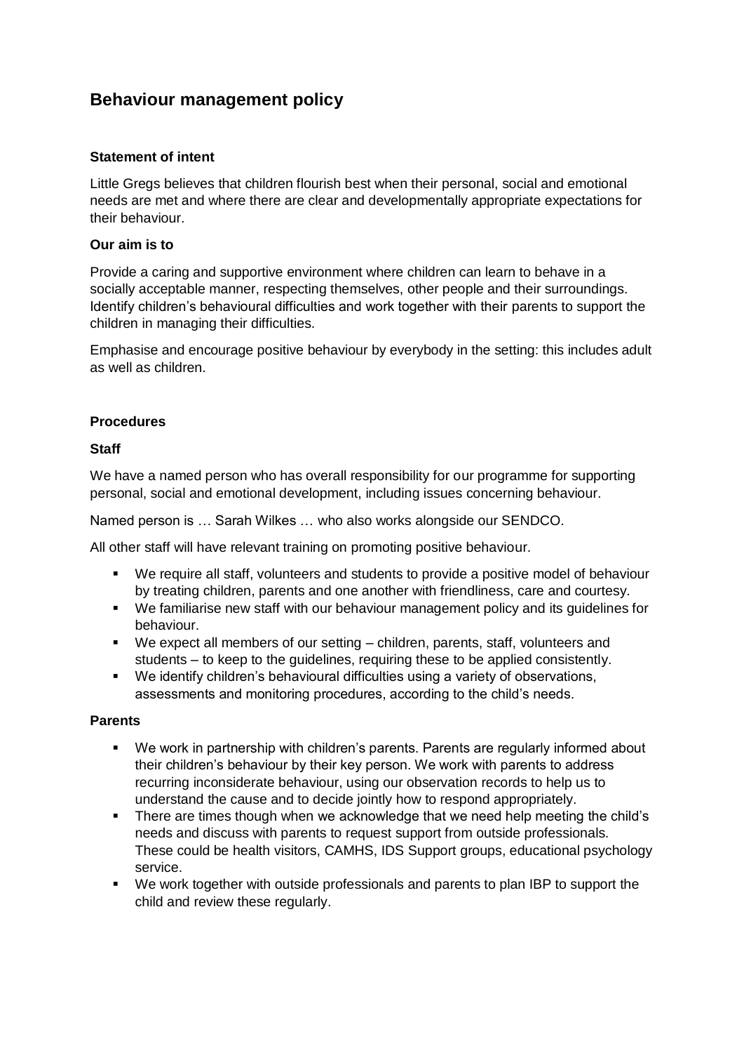## Behaviour management policy

**Statement of intent**

Little Gregs believes that children flourish best when their personal, social and emotional needs are met and where there are clear and developmentally appropriate expectations for their behaviour.

**Our aim is to**

Provide a caring and supportive environment where children can learn to behave in a socially acceptable manner, respecting themselves, other people and their surroundings. Identify children's behavioural difficulties and work together with their parents to support the children in managing their difficulties.

Emphasise and encourage positive behaviour by everybody in the setting: this includes adult as well as children.

**Procedures**

**Staff**

We have a named person who has overall responsibility for our programme for supporting personal, social and emotional development, including issues concerning behaviour.

Named person is … Sarah Wilkes … who also works alongside our SENDCO.

All other staff will have relevant training on promoting positive behaviour.

- We require all staff, volunteers and students to provide a positive model of behaviour by treating children, parents and one another with friendliness, care and courtesy.
- We familiarise new staff with our behaviour management policy and its guidelines for behaviour.
- We expect all members of our setting – children, parents, staff, volunteers and students – to keep to the guidelines, requiring these to be applied consistently.
- We identify children's behavioural difficulties using a variety of observations, assessments and monitoring procedures, according to the child's needs.

**Parents**

- We work in partnership with children's parents. Parents are regularly informed about their children's behaviour by their key person. We work with parents to address recurring inconsiderate behaviour, using our observation records to help us to understand the cause and to decide jointly how to respond appropriately.
- There are times though when we acknowledge that we need help meeting the child's needs and discuss with parents to request support from outside professionals. These could be health visitors, CAMHS, IDS Support groups, educational psychology service.
- We work together with outside professionals and parents to plan IBP to support the child and review these regularly.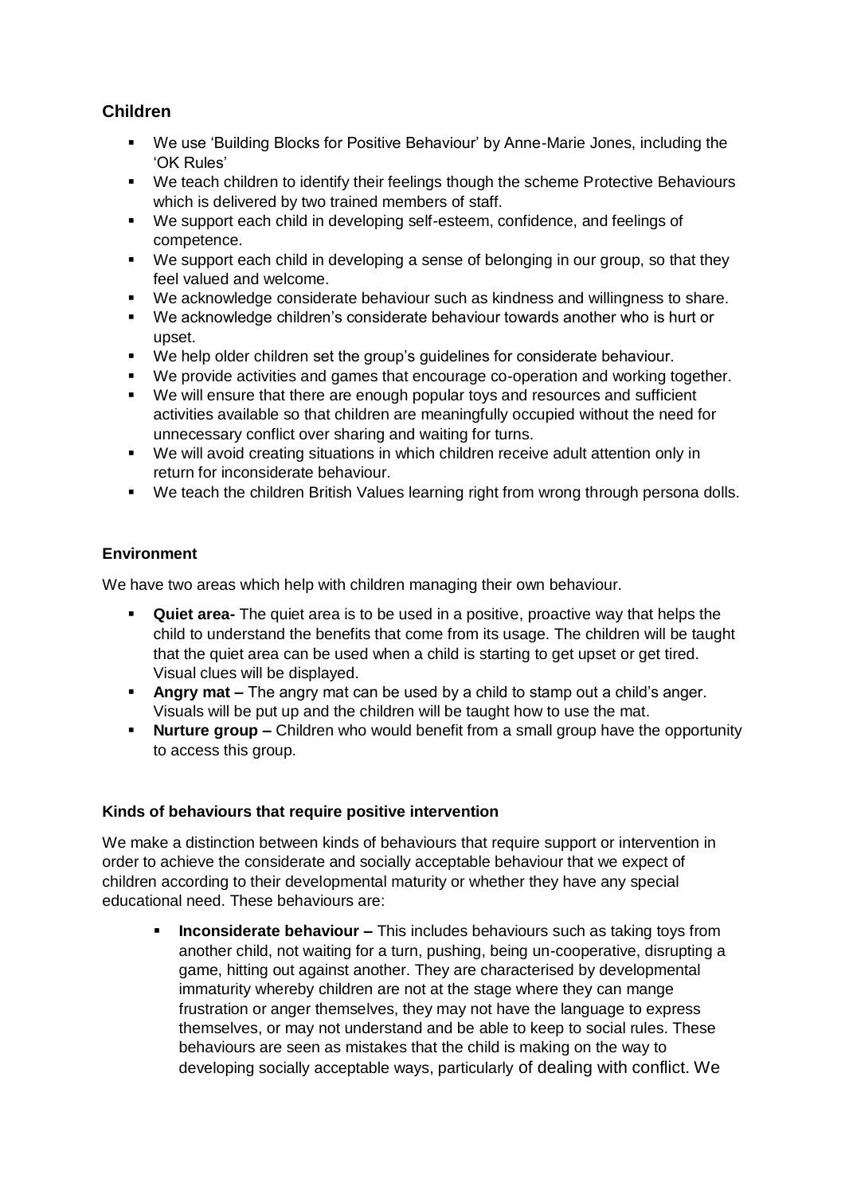## Children

- We use 'Building Blocks for Positive Behaviour' by Anne-Marie Jones, including the 'OK Rules'
- We teach children to identify their feelings though the scheme Protective Behaviours which is delivered by two trained members of staff.
- We support each child in developing self-esteem, confidence, and feelings of competence.
- We support each child in developing a sense of belonging in our group, so that they feel valued and welcome.
- We acknowledge considerate behaviour such as kindness and willingness to share.
- We acknowledge children's considerate behaviour towards another who is hurt or upset.
- We help older children set the group's guidelines for considerate behaviour.
- We provide activities and games that encourage co-operation and working together.
- We will ensure that there are enough popular toys and resources and sufficient activities available so that children are meaningfully occupied without the need for unnecessary conflict over sharing and waiting for turns.
- We will avoid creating situations in which children receive adult attention only in return for inconsiderate behaviour.
- We teach the children British Values learning right from wrong through persona dolls.

### Environment

We have two areas which help with children managing their own behaviour.

- **Quiet area-** The quiet area is to be used in a positive, proactive way that helps the child to understand the benefits that come from its usage. The children will be taught that the quiet area can be used when a child is starting to get upset or get tired. Visual clues will be displayed.
- **Angry mat –** The angry mat can be used by a child to stamp out a child's anger. Visuals will be put up and the children will be taught how to use the mat.
- **Nurture group –** Children who would benefit from a small group have the opportunity to access this group.

### Kinds of behaviours that require positive intervention

We make a distinction between kinds of behaviours that require support or intervention in order to achieve the considerate and socially acceptable behaviour that we expect of children according to their developmental maturity or whether they have any special educational need. These behaviours are:

- **Inconsiderate behaviour –** This includes behaviours such as taking toys from another child, not waiting for a turn, pushing, being un-cooperative, disrupting a game, hitting out against another. They are characterised by developmental immaturity whereby children are not at the stage where they can mange frustration or anger themselves, they may not have the language to express themselves, or may not understand and be able to keep to social rules. These behaviours are seen as mistakes that the child is making on the way to developing socially acceptable ways, particularly of dealing with conflict. We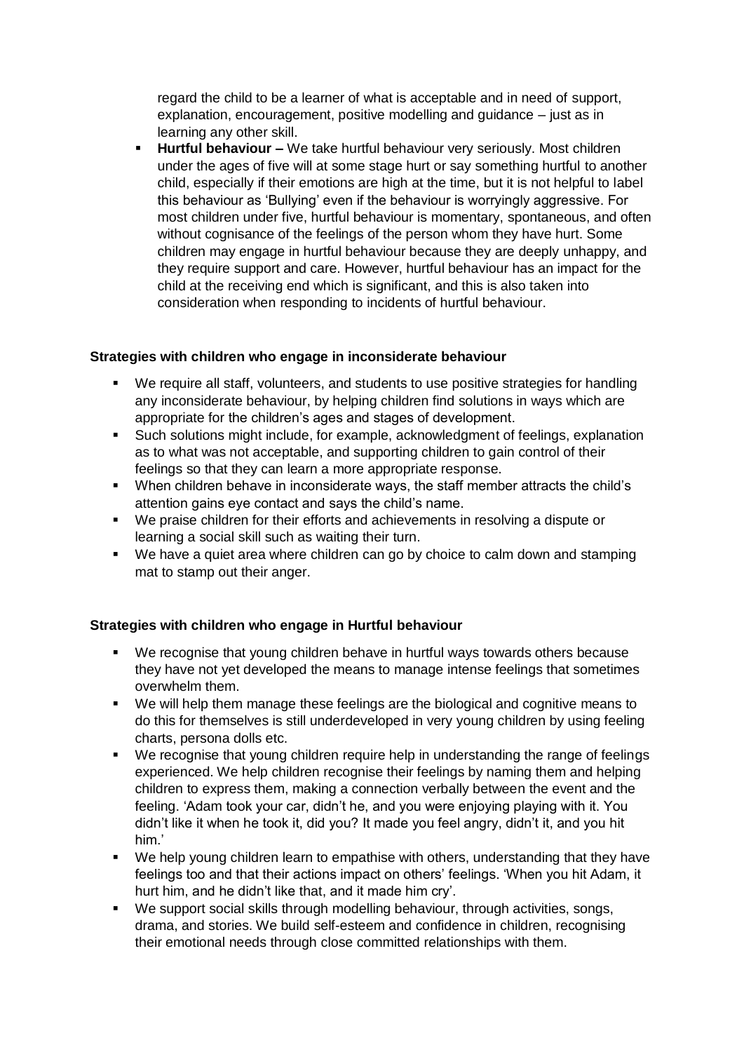regard the child to be a learner of what is acceptable and in need of support, explanation, encouragement, positive modelling and guidance – just as in learning any other skill.

- **Hurtful behaviour –** We take hurtful behaviour very seriously. Most children under the ages of five will at some stage hurt or say something hurtful to another child, especially if their emotions are high at the time, but it is not helpful to label this behaviour as 'Bullying' even if the behaviour is worryingly aggressive. For most children under five, hurtful behaviour is momentary, spontaneous, and often without cognisance of the feelings of the person whom they have hurt. Some children may engage in hurtful behaviour because they are deeply unhappy, and they require support and care. However, hurtful behaviour has an impact for the child at the receiving end which is significant, and this is also taken into consideration when responding to incidents of hurtful behaviour.

**Strategies with children who engage in inconsiderate behaviour**

- We require all staff, volunteers, and students to use positive strategies for handling any inconsiderate behaviour, by helping children find solutions in ways which are appropriate for the children's ages and stages of development.
- Such solutions might include, for example, acknowledgment of feelings, explanation as to what was not acceptable, and supporting children to gain control of their feelings so that they can learn a more appropriate response.
- When children behave in inconsiderate ways, the staff member attracts the child's attention gains eye contact and says the child's name.
- We praise children for their efforts and achievements in resolving a dispute or learning a social skill such as waiting their turn.
- We have a quiet area where children can go by choice to calm down and stamping mat to stamp out their anger.

**Strategies with children who engage in Hurtful behaviour**

- We recognise that young children behave in hurtful ways towards others because they have not yet developed the means to manage intense feelings that sometimes overwhelm them.
- We will help them manage these feelings are the biological and cognitive means to do this for themselves is still underdeveloped in very young children by using feeling charts, persona dolls etc.
- We recognise that young children require help in understanding the range of feelings experienced. We help children recognise their feelings by naming them and helping children to express them, making a connection verbally between the event and the feeling. 'Adam took your car, didn't he, and you were enjoying playing with it. You didn't like it when he took it, did you? It made you feel angry, didn't it, and you hit him.'
- We help young children learn to empathise with others, understanding that they have feelings too and that their actions impact on others' feelings. 'When you hit Adam, it hurt him, and he didn't like that, and it made him cry'.
- We support social skills through modelling behaviour, through activities, songs, drama, and stories. We build self-esteem and confidence in children, recognising their emotional needs through close committed relationships with them.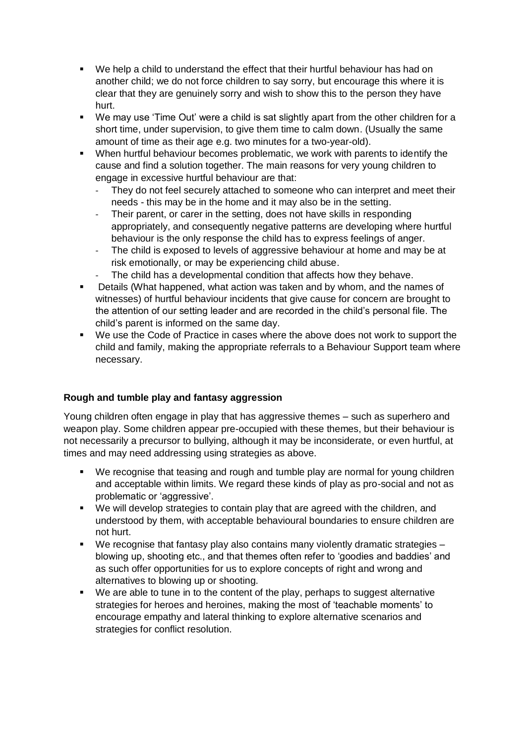- We help a child to understand the effect that their hurtful behaviour has had on another child; we do not force children to say sorry, but encourage this where it is clear that they are genuinely sorry and wish to show this to the person they have hurt.
- We may use 'Time Out' were a child is sat slightly apart from the other children for a short time, under supervision, to give them time to calm down. (Usually the same amount of time as their age e.g. two minutes for a two-year-old).
- When hurtful behaviour becomes problematic, we work with parents to identify the cause and find a solution together. The main reasons for very young children to engage in excessive hurtful behaviour are that:
  - They do not feel securely attached to someone who can interpret and meet their needs - this may be in the home and it may also be in the setting.
  - Their parent, or carer in the setting, does not have skills in responding appropriately, and consequently negative patterns are developing where hurtful behaviour is the only response the child has to express feelings of anger.
  - The child is exposed to levels of aggressive behaviour at home and may be at risk emotionally, or may be experiencing child abuse.
  - The child has a developmental condition that affects how they behave.
- Details (What happened, what action was taken and by whom, and the names of witnesses) of hurtful behaviour incidents that give cause for concern are brought to the attention of our setting leader and are recorded in the child's personal file. The child's parent is informed on the same day.
- We use the Code of Practice in cases where the above does not work to support the child and family, making the appropriate referrals to a Behaviour Support team where necessary.

**Rough and tumble play and fantasy aggression**

Young children often engage in play that has aggressive themes – such as superhero and weapon play. Some children appear pre-occupied with these themes, but their behaviour is not necessarily a precursor to bullying, although it may be inconsiderate, or even hurtful, at times and may need addressing using strategies as above.

- We recognise that teasing and rough and tumble play are normal for young children and acceptable within limits. We regard these kinds of play as pro-social and not as problematic or 'aggressive'.
- We will develop strategies to contain play that are agreed with the children, and understood by them, with acceptable behavioural boundaries to ensure children are not hurt.
- We recognise that fantasy play also contains many violently dramatic strategies – blowing up, shooting etc., and that themes often refer to 'goodies and baddies' and as such offer opportunities for us to explore concepts of right and wrong and alternatives to blowing up or shooting.
- We are able to tune in to the content of the play, perhaps to suggest alternative strategies for heroes and heroines, making the most of 'teachable moments' to encourage empathy and lateral thinking to explore alternative scenarios and strategies for conflict resolution.